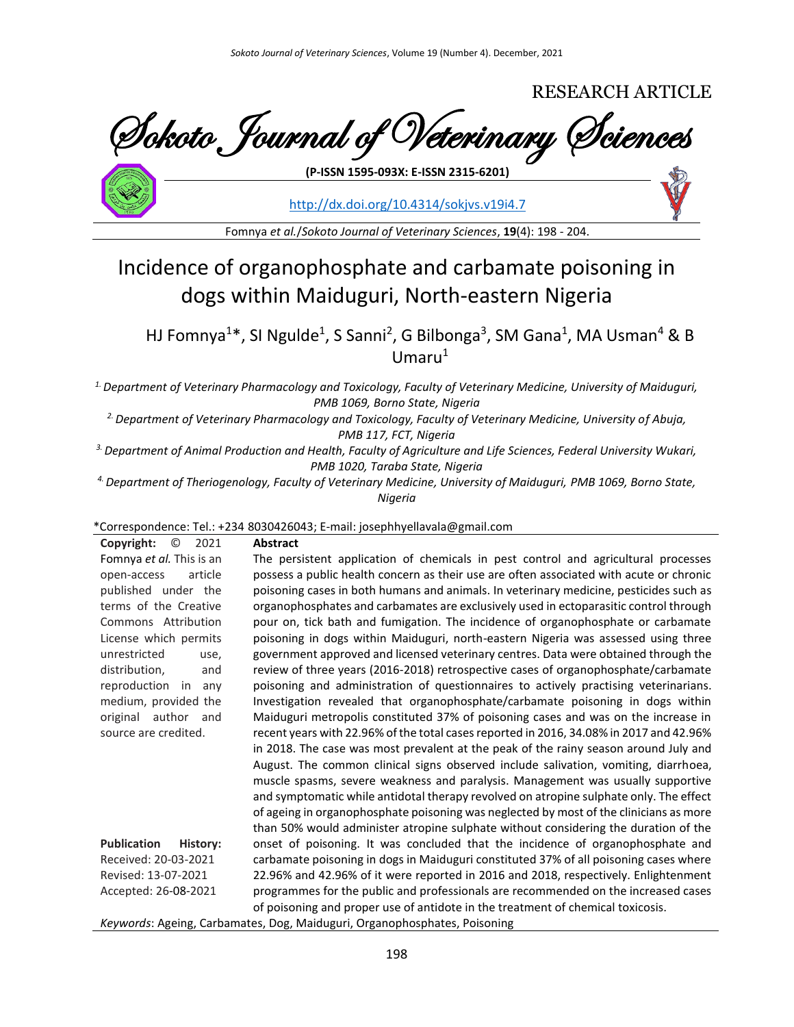RESEARCH ARTICLE

# Sokoto Journal of Veterinary Sciences

**(P-ISSN 1595-093X: E-ISSN 2315-6201)**

http://dx.doi.org/10.4314/sokjvs.v19i4.7

Fomnya *et al.*/*Sokoto Journal of Veterinary Sciences*, **19**(4): 198 - 204.

# Incidence of organophosphate and carbamate poisoning in dogs within Maiduguri, North-eastern Nigeria

HJ Fomnya[1]*, SI Ngulde[1], S Sanni[2], G Bilbonga[3], SM Gana[1], MA Usman[4] & B Umaru[1]

*[1.] Department of Veterinary Pharmacology and Toxicology, Faculty of Veterinary Medicine, University of Maiduguri, PMB 1069, Borno State, Nigeria*

*[2.] Department of Veterinary Pharmacology and Toxicology, Faculty of Veterinary Medicine, University of Abuja, PMB 117, FCT, Nigeria*

*[3.] Department of Animal Production and Health, Faculty of Agriculture and Life Sciences, Federal University Wukari, PMB 1020, Taraba State, Nigeria*

*[4.] Department of Theriogenology, Faculty of Veterinary Medicine, University of Maiduguri, PMB 1069, Borno State, Nigeria*

*Correspondence: Tel.: +234 8030426043; E-mail: josephhyellavala@gmail.com

**Copyright:** © 2021 Fomnya *et al.* This is an open-access article published under the terms of the Creative Commons Attribution License which permits unrestricted use, distribution, and reproduction in any medium, provided the original author and source are credited.

**Publication History:**
Received: 20-03-2021
Revised: 13-07-2021
Accepted: 26-08-2021

## Abstract

The persistent application of chemicals in pest control and agricultural processes possess a public health concern as their use are often associated with acute or chronic poisoning cases in both humans and animals. In veterinary medicine, pesticides such as organophosphates and carbamates are exclusively used in ectoparasitic control through pour on, tick bath and fumigation. The incidence of organophosphate or carbamate poisoning in dogs within Maiduguri, north-eastern Nigeria was assessed using three government approved and licensed veterinary centres. Data were obtained through the review of three years (2016-2018) retrospective cases of organophosphate/carbamate poisoning and administration of questionnaires to actively practising veterinarians. Investigation revealed that organophosphate/carbamate poisoning in dogs within Maiduguri metropolis constituted 37% of poisoning cases and was on the increase in recent years with 22.96% of the total cases reported in 2016, 34.08% in 2017 and 42.96% in 2018. The case was most prevalent at the peak of the rainy season around July and August. The common clinical signs observed include salivation, vomiting, diarrhoea, muscle spasms, severe weakness and paralysis. Management was usually supportive and symptomatic while antidotal therapy revolved on atropine sulphate only. The effect of ageing in organophosphate poisoning was neglected by most of the clinicians as more than 50% would administer atropine sulphate without considering the duration of the onset of poisoning. It was concluded that the incidence of organophosphate and carbamate poisoning in dogs in Maiduguri constituted 37% of all poisoning cases where 22.96% and 42.96% of it were reported in 2016 and 2018, respectively. Enlightenment programmes for the public and professionals are recommended on the increased cases of poisoning and proper use of antidote in the treatment of chemical toxicosis.

*Keywords*: Ageing, Carbamates, Dog, Maiduguri, Organophosphates, Poisoning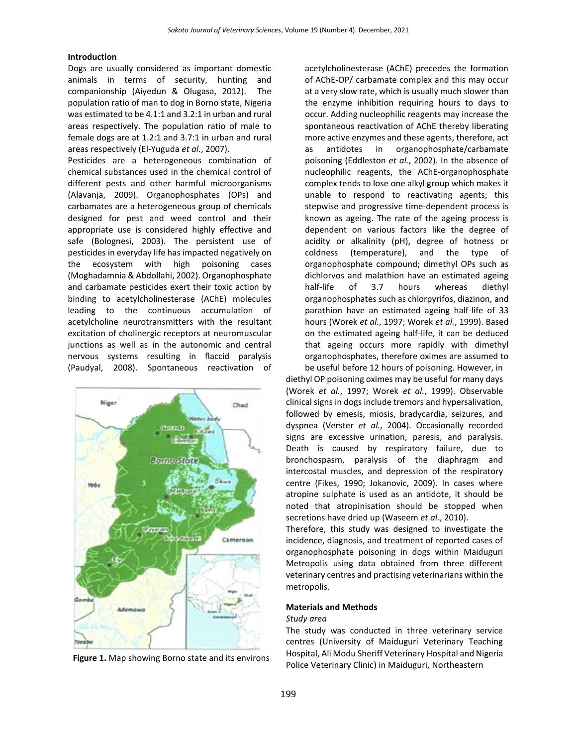## Introduction

Dogs are usually considered as important domestic animals in terms of security, hunting and companionship (Aiyedun & Olugasa, 2012). The population ratio of man to dog in Borno state, Nigeria was estimated to be 4.1:1 and 3.2:1 in urban and rural areas respectively. The population ratio of male to female dogs are at 1.2:1 and 3.7:1 in urban and rural areas respectively (El-Yuguda *et al.*, 2007).

Pesticides are a heterogeneous combination of chemical substances used in the chemical control of different pests and other harmful microorganisms (Alavanja, 2009). Organophosphates (OPs) and carbamates are a heterogeneous group of chemicals designed for pest and weed control and their appropriate use is considered highly effective and safe (Bolognesi, 2003). The persistent use of pesticides in everyday life has impacted negatively on the ecosystem with high poisoning cases (Moghadamnia & Abdollahi, 2002). Organophosphate and carbamate pesticides exert their toxic action by binding to acetylcholinesterase (AChE) molecules leading to the continuous accumulation of acetylcholine neurotransmitters with the resultant excitation of cholinergic receptors at neuromuscular junctions as well as in the autonomic and central nervous systems resulting in flaccid paralysis (Paudyal, 2008). Spontaneous reactivation of acetylcholinesterase (AChE) precedes the formation of AChE-OP/ carbamate complex and this may occur at a very slow rate, which is usually much slower than the enzyme inhibition requiring hours to days to occur. Adding nucleophilic reagents may increase the spontaneous reactivation of AChE thereby liberating more active enzymes and these agents, therefore, act as antidotes in organophosphate/carbamate poisoning (Eddleston *et al.*, 2002). In the absence of nucleophilic reagents, the AChE-organophosphate complex tends to lose one alkyl group which makes it unable to respond to reactivating agents; this stepwise and progressive time-dependent process is known as ageing. The rate of the ageing process is dependent on various factors like the degree of acidity or alkalinity (pH), degree of hotness or coldness (temperature), and the type of organophosphate compound; dimethyl OPs such as dichlorvos and malathion have an estimated ageing half-life of 3.7 hours whereas diethyl organophosphates such as chlorpyrifos, diazinon, and parathion have an estimated ageing half-life of 33 hours (Worek *et al.*, 1997; Worek *et al.*, 1999). Based on the estimated ageing half-life, it can be deduced that ageing occurs more rapidly with dimethyl organophosphates, therefore oximes are assumed to be useful before 12 hours of poisoning. However, in diethyl OP poisoning oximes may be useful for many days (Worek *et al.*, 1997; Worek *et al.*, 1999). Observable clinical signs in dogs include tremors and hypersalivation, followed by emesis, miosis, bradycardia, seizures, and dyspnea (Verster *et al.*, 2004). Occasionally recorded signs are excessive urination, paresis, and paralysis. Death is caused by respiratory failure, due to bronchospasm, paralysis of the diaphragm and intercostal muscles, and depression of the respiratory centre (Fikes, 1990; Jokanovic, 2009). In cases where atropine sulphate is used as an antidote, it should be noted that atropinisation should be stopped when secretions have dried up (Waseem *et al.*, 2010).

Therefore, this study was designed to investigate the incidence, diagnosis, and treatment of reported cases of organophosphate poisoning in dogs within Maiduguri Metropolis using data obtained from three different veterinary centres and practising veterinarians within the metropolis.

**Figure 1.** Map showing Borno state and its environs

## Materials and Methods

### *Study area*

The study was conducted in three veterinary service centres (University of Maiduguri Veterinary Teaching Hospital, Ali Modu Sheriff Veterinary Hospital and Nigeria Police Veterinary Clinic) in Maiduguri, Northeastern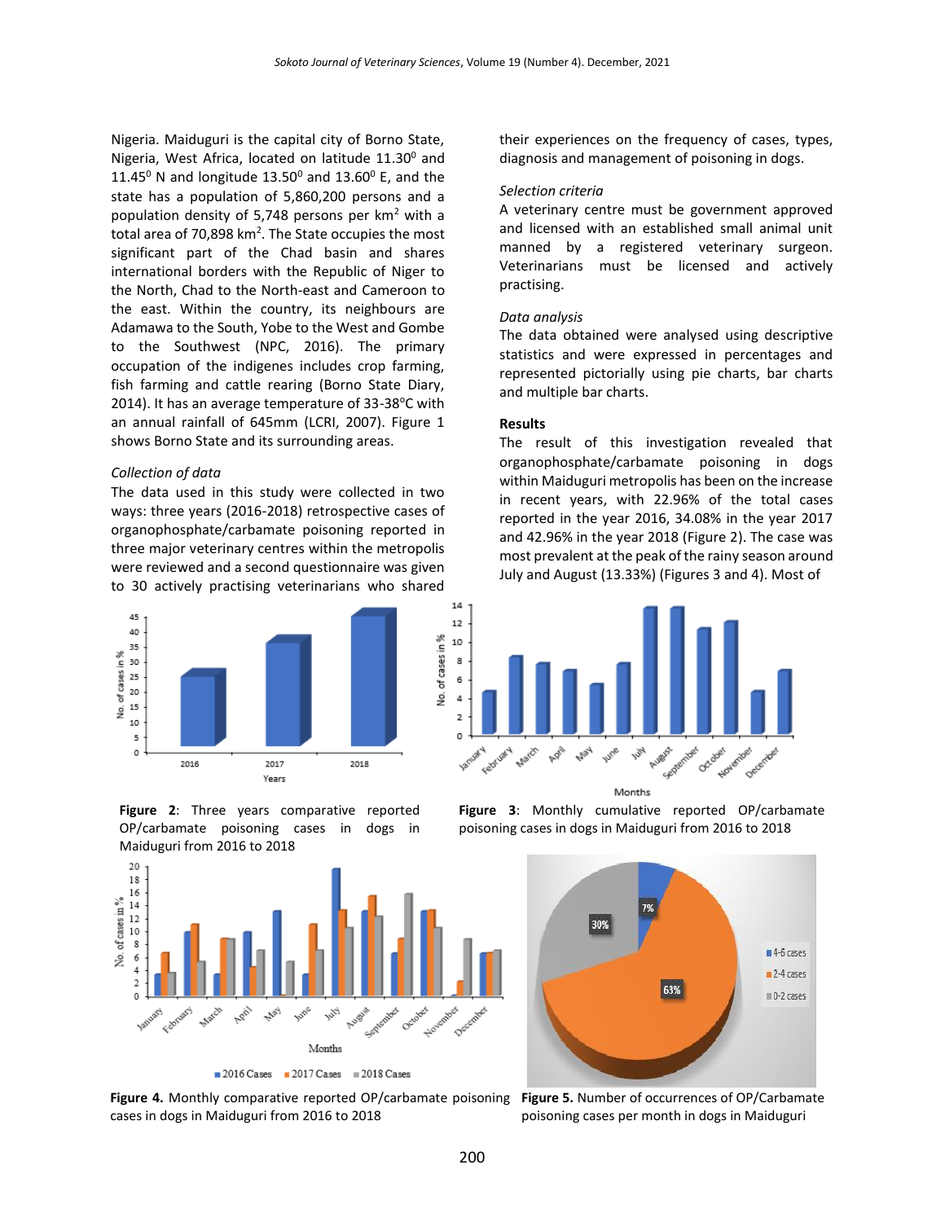Nigeria. Maiduguri is the capital city of Borno State, Nigeria, West Africa, located on latitude $11.30^0$ and $11.45^0$ N and longitude $13.50^0$ and $13.60^0$ E, and the state has a population of 5,860,200 persons and a population density of 5,748 persons per $km^2$ with a total area of 70,898 $km^2$. The State occupies the most significant part of the Chad basin and shares international borders with the Republic of Niger to the North, Chad to the North-east and Cameroon to the east. Within the country, its neighbours are Adamawa to the South, Yobe to the West and Gombe to the Southwest (NPC, 2016). The primary occupation of the indigenes includes crop farming, fish farming and cattle rearing (Borno State Diary, 2014). It has an average temperature of 33-38°C with an annual rainfall of 645mm (LCRI, 2007). Figure 1 shows Borno State and its surrounding areas.

*Collection of data*

The data used in this study were collected in two ways: three years (2016-2018) retrospective cases of organophosphate/carbamate poisoning reported in three major veterinary centres within the metropolis were reviewed and a second questionnaire was given to 30 actively practising veterinarians who shared their experiences on the frequency of cases, types, diagnosis and management of poisoning in dogs.

*Selection criteria*

A veterinary centre must be government approved and licensed with an established small animal unit manned by a registered veterinary surgeon. Veterinarians must be licensed and actively practising.

*Data analysis*

The data obtained were analysed using descriptive statistics and were expressed in percentages and represented pictorially using pie charts, bar charts and multiple bar charts.

**Results**

The result of this investigation revealed that organophosphate/carbamate poisoning in dogs within Maiduguri metropolis has been on the increase in recent years, with 22.96% of the total cases reported in the year 2016, 34.08% in the year 2017 and 42.96% in the year 2018 (Figure 2). The case was most prevalent at the peak of the rainy season around July and August (13.33%) (Figures 3 and 4). Most of

**Figure 2**: Three years comparative reported OP/carbamate poisoning cases in dogs in Maiduguri from 2016 to 2018

**Figure 3**: Monthly cumulative reported OP/carbamate poisoning cases in dogs in Maiduguri from 2016 to 2018

**Figure 4.** Monthly comparative reported OP/carbamate poisoning cases in dogs in Maiduguri from 2016 to 2018

**Figure 5.** Number of occurrences of OP/Carbamate poisoning cases per month in dogs in Maiduguri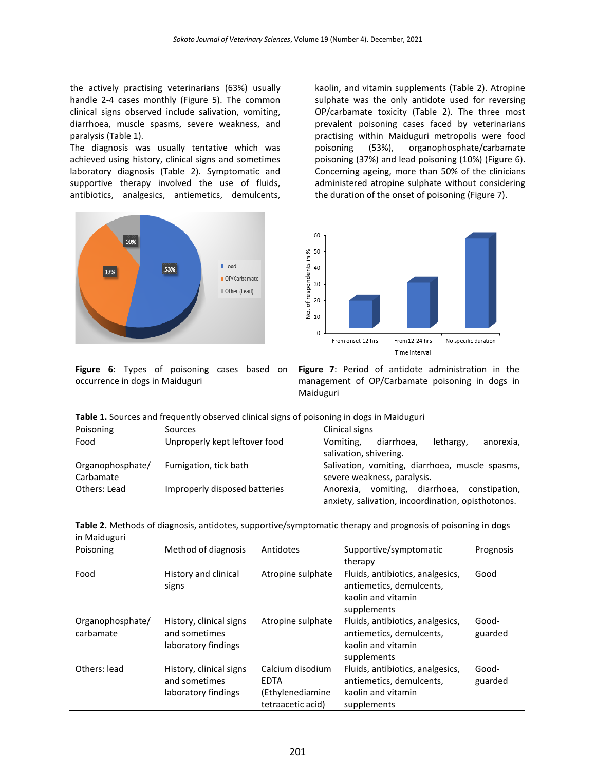the actively practising veterinarians (63%) usually handle 2-4 cases monthly (Figure 5). The common clinical signs observed include salivation, vomiting, diarrhoea, muscle spasms, severe weakness, and paralysis (Table 1).

The diagnosis was usually tentative which was achieved using history, clinical signs and sometimes laboratory diagnosis (Table 2). Symptomatic and supportive therapy involved the use of fluids, antibiotics, analgesics, antiemetics, demulcents, kaolin, and vitamin supplements (Table 2). Atropine sulphate was the only antidote used for reversing OP/carbamate toxicity (Table 2). The three most prevalent poisoning cases faced by veterinarians practising within Maiduguri metropolis were food poisoning (53%), organophosphate/carbamate poisoning (37%) and lead poisoning (10%) (Figure 6). Concerning ageing, more than 50% of the clinicians administered atropine sulphate without considering the duration of the onset of poisoning (Figure 7).

**Figure 6**: Types of poisoning cases based on occurrence in dogs in Maiduguri

**Figure 7**: Period of antidote administration in the management of OP/Carbamate poisoning in dogs in Maiduguri

**Table 1.** Sources and frequently observed clinical signs of poisoning in dogs in Maiduguri

| Poisoning | Sources | Clinical signs |
|---|---|---|
| Food | Unproperly kept leftover food | Vomiting, diarrhoea, lethargy, anorexia, salivation, shivering. |
| Organophosphate/ Carbamate | Fumigation, tick bath | Salivation, vomiting, diarrhoea, muscle spasms, severe weakness, paralysis. |
| Others: Lead | Improperly disposed batteries | Anorexia, vomiting, diarrhoea, constipation, anxiety, salivation, incoordination, opisthotonos. |

**Table 2.** Methods of diagnosis, antidotes, supportive/symptomatic therapy and prognosis of poisoning in dogs in Maiduguri

| Poisoning | Method of diagnosis | Antidotes | Supportive/symptomatic therapy | Prognosis |
|---|---|---|---|---|
| Food | History and clinical signs | Atropine sulphate | Fluids, antibiotics, analgesics, antiemetics, demulcents, kaolin and vitamin supplements | Good |
| Organophosphate/ carbamate | History, clinical signs and sometimes laboratory findings | Atropine sulphate | Fluids, antibiotics, analgesics, antiemetics, demulcents, kaolin and vitamin supplements | Good-guarded |
| Others: lead | History, clinical signs and sometimes laboratory findings | Calcium disodium EDTA (Ethylenediamine tetraacetic acid) | Fluids, antibiotics, analgesics, antiemetics, demulcents, kaolin and vitamin supplements | Good-guarded |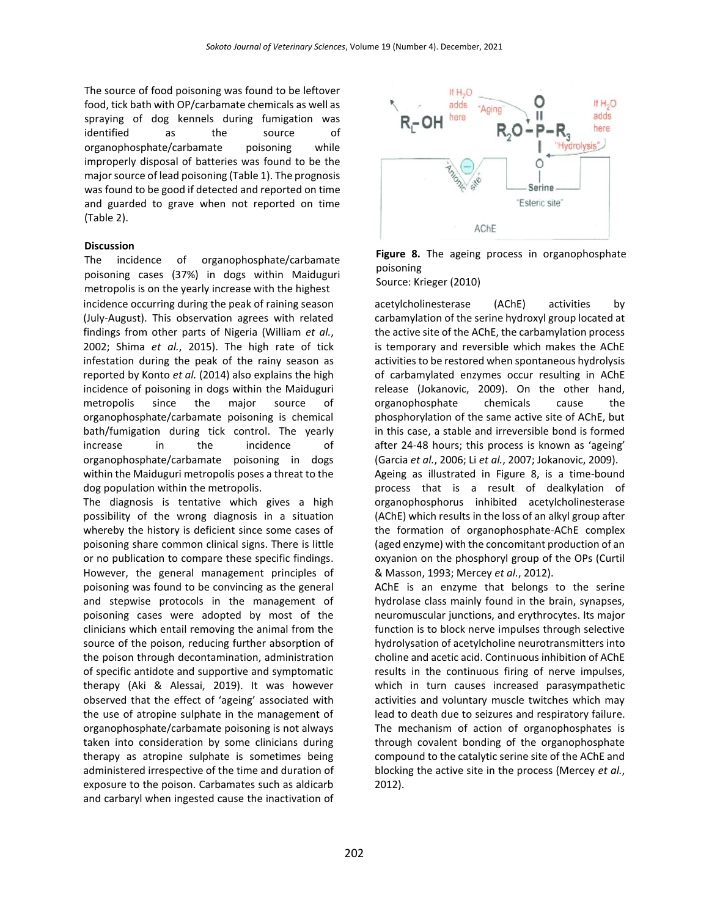The source of food poisoning was found to be leftover food, tick bath with OP/carbamate chemicals as well as spraying of dog kennels during fumigation was identified as the source of organophosphate/carbamate poisoning while improperly disposal of batteries was found to be the major source of lead poisoning (Table 1). The prognosis was found to be good if detected and reported on time and guarded to grave when not reported on time (Table 2).

## Discussion

The incidence of organophosphate/carbamate poisoning cases (37%) in dogs within Maiduguri metropolis is on the yearly increase with the highest incidence occurring during the peak of raining season (July-August). This observation agrees with related findings from other parts of Nigeria (William *et al.*, 2002; Shima *et al.*, 2015). The high rate of tick infestation during the peak of the rainy season as reported by Konto *et al.* (2014) also explains the high incidence of poisoning in dogs within the Maiduguri metropolis since the major source of organophosphate/carbamate poisoning is chemical bath/fumigation during tick control. The yearly increase in the incidence of organophosphate/carbamate poisoning in dogs within the Maiduguri metropolis poses a threat to the dog population within the metropolis.

The diagnosis is tentative which gives a high possibility of the wrong diagnosis in a situation whereby the history is deficient since some cases of poisoning share common clinical signs. There is little or no publication to compare these specific findings. However, the general management principles of poisoning was found to be convincing as the general and stepwise protocols in the management of poisoning cases were adopted by most of the clinicians which entail removing the animal from the source of the poison, reducing further absorption of the poison through decontamination, administration of specific antidote and supportive and symptomatic therapy (Aki & Alessai, 2019). It was however observed that the effect of 'ageing' associated with the use of atropine sulphate in the management of organophosphate/carbamate poisoning is not always taken into consideration by some clinicians during therapy as atropine sulphate is sometimes being administered irrespective of the time and duration of exposure to the poison. Carbamates such as aldicarb and carbaryl when ingested cause the inactivation of acetylcholinesterase (AChE) activities by carbamylation of the serine hydroxyl group located at the active site of the AChE, the carbamylation process is temporary and reversible which makes the AChE activities to be restored when spontaneous hydrolysis of carbamylated enzymes occur resulting in AChE release (Jokanovic, 2009). On the other hand, organophosphate chemicals cause the phosphorylation of the same active site of AChE, but in this case, a stable and irreversible bond is formed after 24-48 hours; this process is known as 'ageing' (Garcia *et al.*, 2006; Li *et al.*, 2007; Jokanovic, 2009).

Ageing as illustrated in Figure 8, is a time-bound process that is a result of dealkylation of organophosphorus inhibited acetylcholinesterase (AChE) which results in the loss of an alkyl group after the formation of organophosphate-AChE complex (aged enzyme) with the concomitant production of an oxyanion on the phosphoryl group of the OPs (Curtil & Masson, 1993; Mercey *et al.*, 2012).

**Figure 8.** The ageing process in organophosphate poisoning
Source: Krieger (2010)

AChE is an enzyme that belongs to the serine hydrolase class mainly found in the brain, synapses, neuromuscular junctions, and erythrocytes. Its major function is to block nerve impulses through selective hydrolysation of acetylcholine neurotransmitters into choline and acetic acid. Continuous inhibition of AChE results in the continuous firing of nerve impulses, which in turn causes increased parasympathetic activities and voluntary muscle twitches which may lead to death due to seizures and respiratory failure. The mechanism of action of organophosphates is through covalent bonding of the organophosphate compound to the catalytic serine site of the AChE and blocking the active site in the process (Mercey *et al.*, 2012).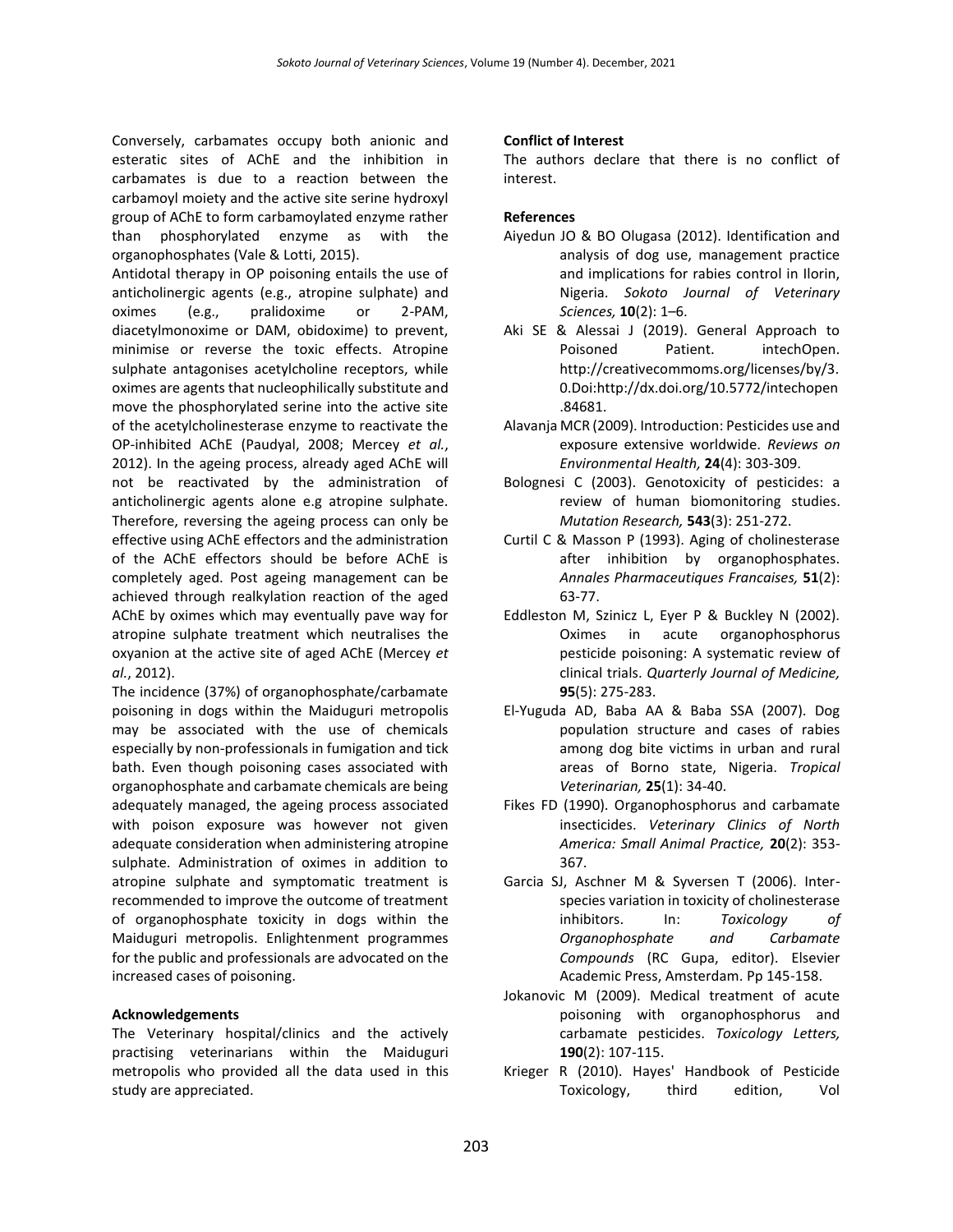Conversely, carbamates occupy both anionic and esteratic sites of AChE and the inhibition in carbamates is due to a reaction between the carbamoyl moiety and the active site serine hydroxyl group of AChE to form carbamoylated enzyme rather than phosphorylated enzyme as with the organophosphates (Vale & Lotti, 2015).

Antidotal therapy in OP poisoning entails the use of anticholinergic agents (e.g., atropine sulphate) and oximes (e.g., pralidoxime or 2-PAM, diacetylmonoxime or DAM, obidoxime) to prevent, minimise or reverse the toxic effects. Atropine sulphate antagonises acetylcholine receptors, while oximes are agents that nucleophilically substitute and move the phosphorylated serine into the active site of the acetylcholinesterase enzyme to reactivate the OP-inhibited AChE (Paudyal, 2008; Mercey *et al.*, 2012). In the ageing process, already aged AChE will not be reactivated by the administration of anticholinergic agents alone e.g atropine sulphate. Therefore, reversing the ageing process can only be effective using AChE effectors and the administration of the AChE effectors should be before AChE is completely aged. Post ageing management can be achieved through realkylation reaction of the aged AChE by oximes which may eventually pave way for atropine sulphate treatment which neutralises the oxyanion at the active site of aged AChE (Mercey *et al.*, 2012).

The incidence (37%) of organophosphate/carbamate poisoning in dogs within the Maiduguri metropolis may be associated with the use of chemicals especially by non-professionals in fumigation and tick bath. Even though poisoning cases associated with organophosphate and carbamate chemicals are being adequately managed, the ageing process associated with poison exposure was however not given adequate consideration when administering atropine sulphate. Administration of oximes in addition to atropine sulphate and symptomatic treatment is recommended to improve the outcome of treatment of organophosphate toxicity in dogs within the Maiduguri metropolis. Enlightenment programmes for the public and professionals are advocated on the increased cases of poisoning.

**Acknowledgements**

The Veterinary hospital/clinics and the actively practising veterinarians within the Maiduguri metropolis who provided all the data used in this study are appreciated.

**Conflict of Interest**

The authors declare that there is no conflict of interest.

**References**

Aiyedun JO & BO Olugasa (2012). Identification and analysis of dog use, management practice and implications for rabies control in Ilorin, Nigeria. *Sokoto Journal of Veterinary Sciences,* **10**(2): 1–6.

Aki SE & Alessai J (2019). General Approach to Poisoned Patient. intechOpen. http://creativecommoms.org/licenses/by/3.0.Doi:http://dx.doi.org/10.5772/intechopen.84681.

Alavanja MCR (2009). Introduction: Pesticides use and exposure extensive worldwide. *Reviews on Environmental Health,* **24**(4): 303-309.

Bolognesi C (2003). Genotoxicity of pesticides: a review of human biomonitoring studies. *Mutation Research,* **543**(3): 251-272.

Curtil C & Masson P (1993). Aging of cholinesterase after inhibition by organophosphates. *Annales Pharmaceutiques Francaises,* **51**(2): 63-77.

Eddleston M, Szinicz L, Eyer P & Buckley N (2002). Oximes in acute organophosphorus pesticide poisoning: A systematic review of clinical trials. *Quarterly Journal of Medicine,* **95**(5): 275-283.

El-Yuguda AD, Baba AA & Baba SSA (2007). Dog population structure and cases of rabies among dog bite victims in urban and rural areas of Borno state, Nigeria. *Tropical Veterinarian,* **25**(1): 34-40.

Fikes FD (1990). Organophosphorus and carbamate insecticides. *Veterinary Clinics of North America: Small Animal Practice,* **20**(2): 353-367.

Garcia SJ, Aschner M & Syversen T (2006). Inter-species variation in toxicity of cholinesterase inhibitors. In: *Toxicology of Organophosphate and Carbamate Compounds* (RC Gupa, editor). Elsevier Academic Press, Amsterdam. Pp 145-158.

Jokanovic M (2009). Medical treatment of acute poisoning with organophosphorus and carbamate pesticides. *Toxicology Letters,* **190**(2): 107-115.

Krieger R (2010). Hayes' Handbook of Pesticide Toxicology, third edition, Vol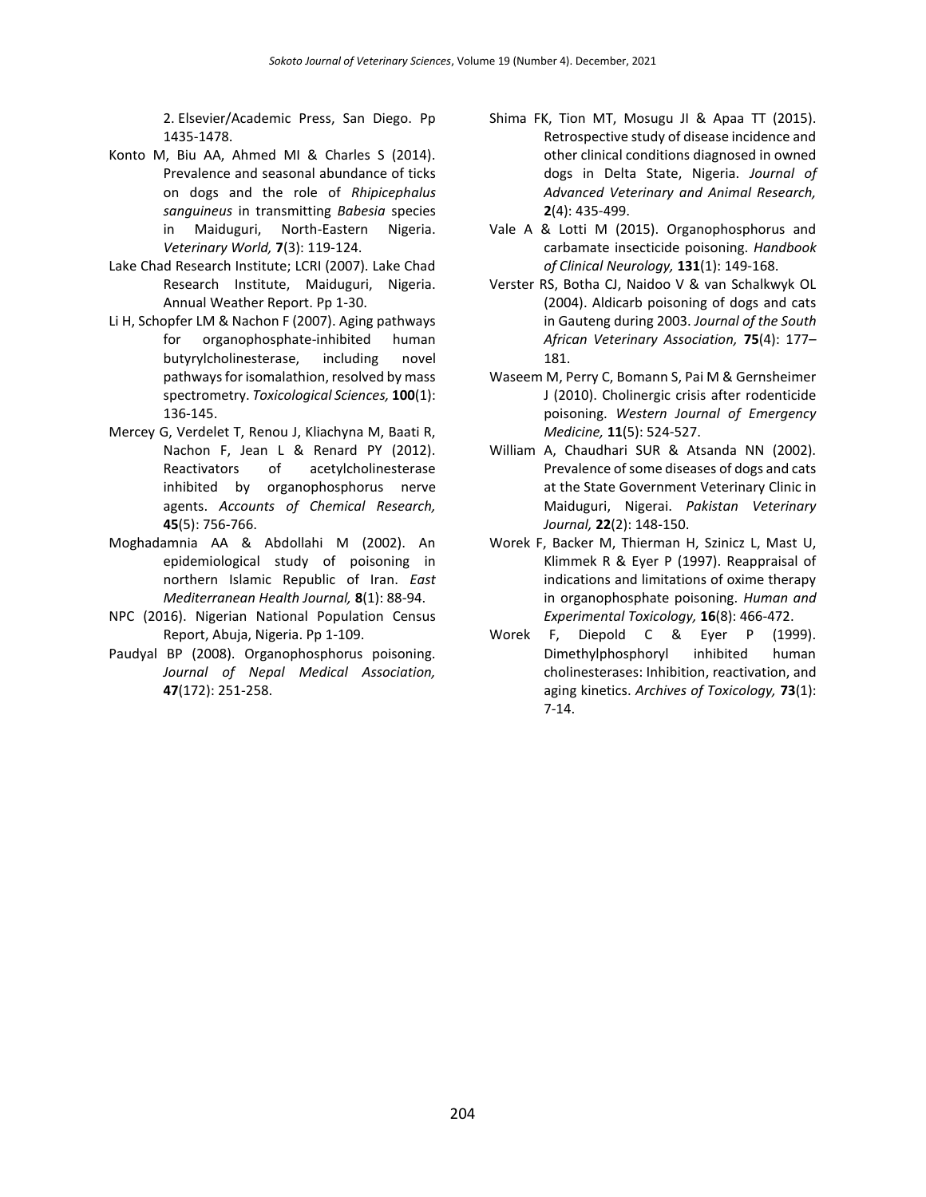2. Elsevier/Academic Press, San Diego. Pp 1435-1478.

Konto M, Biu AA, Ahmed MI & Charles S (2014). Prevalence and seasonal abundance of ticks on dogs and the role of *Rhipicephalus sanguineus* in transmitting *Babesia* species in Maiduguri, North-Eastern Nigeria. *Veterinary World,* **7**(3): 119-124.

Lake Chad Research Institute; LCRI (2007). Lake Chad Research Institute, Maiduguri, Nigeria. Annual Weather Report. Pp 1-30.

Li H, Schopfer LM & Nachon F (2007). Aging pathways for organophosphate-inhibited human butyrylcholinesterase, including novel pathways for isomalathion, resolved by mass spectrometry. *Toxicological Sciences,* **100**(1): 136-145.

Mercey G, Verdelet T, Renou J, Kliachyna M, Baati R, Nachon F, Jean L & Renard PY (2012). Reactivators of acetylcholinesterase inhibited by organophosphorus nerve agents. *Accounts of Chemical Research,* **45**(5): 756-766.

Moghadamnia AA & Abdollahi M (2002). An epidemiological study of poisoning in northern Islamic Republic of Iran. *East Mediterranean Health Journal,* **8**(1): 88-94.

NPC (2016). Nigerian National Population Census Report, Abuja, Nigeria. Pp 1-109.

Paudyal BP (2008). Organophosphorus poisoning. *Journal of Nepal Medical Association,* **47**(172): 251-258.

Shima FK, Tion MT, Mosugu JI & Apaa TT (2015). Retrospective study of disease incidence and other clinical conditions diagnosed in owned dogs in Delta State, Nigeria. *Journal of Advanced Veterinary and Animal Research,* **2**(4): 435-499.

Vale A & Lotti M (2015). Organophosphorus and carbamate insecticide poisoning. *Handbook of Clinical Neurology,* **131**(1): 149-168.

Verster RS, Botha CJ, Naidoo V & van Schalkwyk OL (2004). Aldicarb poisoning of dogs and cats in Gauteng during 2003. *Journal of the South African Veterinary Association,* **75**(4): 177–181.

Waseem M, Perry C, Bomann S, Pai M & Gernsheimer J (2010). Cholinergic crisis after rodenticide poisoning. *Western Journal of Emergency Medicine,* **11**(5): 524-527.

William A, Chaudhari SUR & Atsanda NN (2002). Prevalence of some diseases of dogs and cats at the State Government Veterinary Clinic in Maiduguri, Nigerai. *Pakistan Veterinary Journal,* **22**(2): 148-150.

Worek F, Backer M, Thierman H, Szinicz L, Mast U, Klimmek R & Eyer P (1997). Reappraisal of indications and limitations of oxime therapy in organophosphate poisoning. *Human and Experimental Toxicology,* **16**(8): 466-472.

Worek F, Diepold C & Eyer P (1999). Dimethylphosphoryl inhibited human cholinesterases: Inhibition, reactivation, and aging kinetics. *Archives of Toxicology,* **73**(1): 7-14.